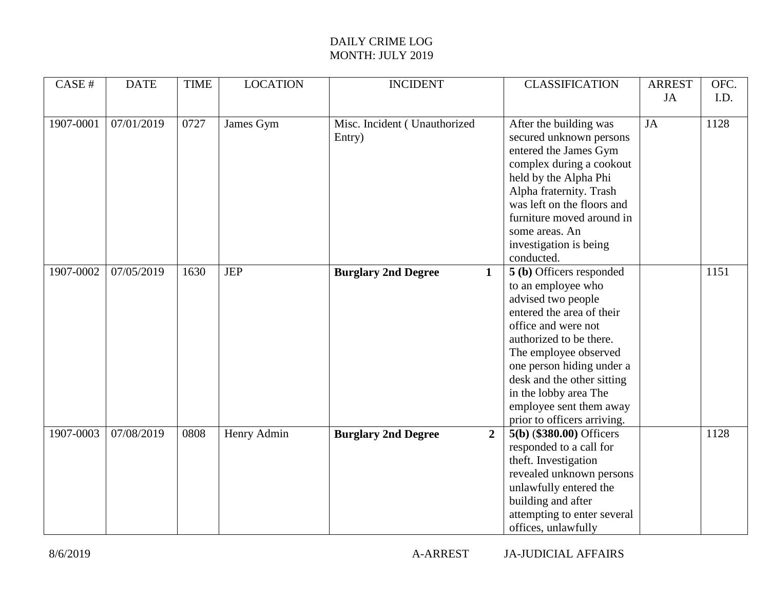DAILY CRIME LOG
MONTH: JULY 2019

| CASE # | DATE | TIME | LOCATION | INCIDENT | CLASSIFICATION | ARREST JA | OFC. I.D. |
|---|---|---|---|---|---|---|---|
| 1907-0001 | 07/01/2019 | 0727 | James Gym | Misc. Incident ( Unauthorized Entry) | After the building was secured unknown persons entered the James Gym complex during a cookout held by the Alpha Phi Alpha fraternity. Trash was left on the floors and furniture moved around in some areas. An investigation is being conducted. | JA | 1128 |
| 1907-0002 | 07/05/2019 | 1630 | JEP | **Burglary 2nd Degree** **1** | **5 (b)** Officers responded to an employee who advised two people entered the area of their office and were not authorized to be there. The employee observed one person hiding under a desk and the other sitting in the lobby area The employee sent them away prior to officers arriving. | | 1151 |
| 1907-0003 | 07/08/2019 | 0808 | Henry Admin | **Burglary 2nd Degree** **2** | **5(b)** (**$380.00)** Officers responded to a call for theft. Investigation revealed unknown persons unlawfully entered the building and after attempting to enter several offices, unlawfully | | 1128 |

8/6/2019 A-ARREST JA-JUDICIAL AFFAIRS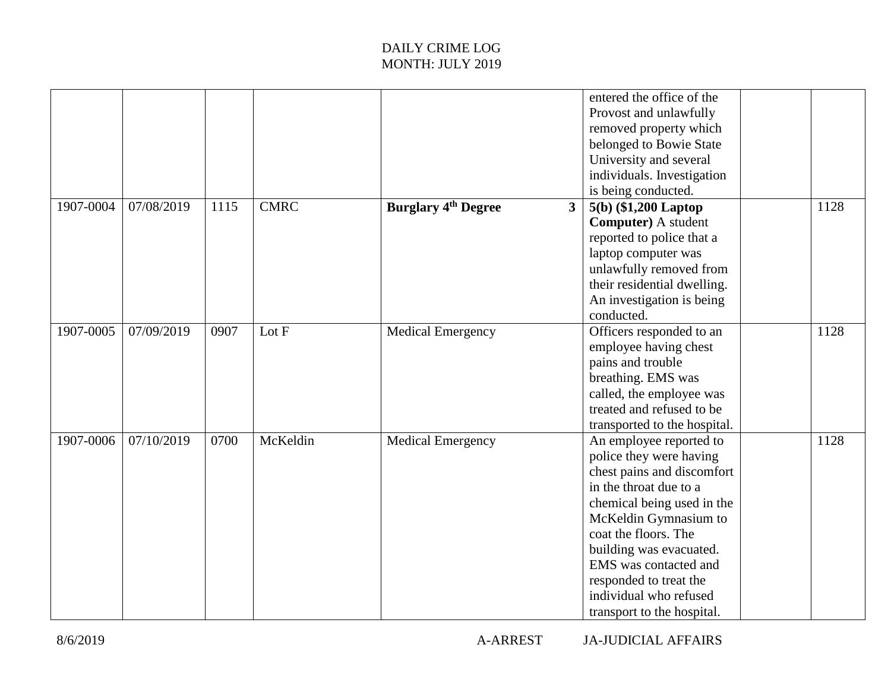DAILY CRIME LOG
MONTH: JULY 2019

| | | | | | | | |
|---|---|---|---|---|---|---|---|
| | | | | | entered the office of the Provost and unlawfully removed property which belonged to Bowie State University and several individuals. Investigation is being conducted. | | |
| 1907-0004 | 07/08/2019 | 1115 | CMRC | **Burglary 4th Degree 3** | **5(b) ($1,200 Laptop Computer)** A student reported to police that a laptop computer was unlawfully removed from their residential dwelling. An investigation is being conducted. | | 1128 |
| 1907-0005 | 07/09/2019 | 0907 | Lot F | Medical Emergency | Officers responded to an employee having chest pains and trouble breathing. EMS was called, the employee was treated and refused to be transported to the hospital. | | 1128 |
| 1907-0006 | 07/10/2019 | 0700 | McKeldin | Medical Emergency | An employee reported to police they were having chest pains and discomfort in the throat due to a chemical being used in the McKeldin Gymnasium to coat the floors. The building was evacuated. EMS was contacted and responded to treat the individual who refused transport to the hospital. | | 1128 |

8/6/2019 A-ARREST JA-JUDICIAL AFFAIRS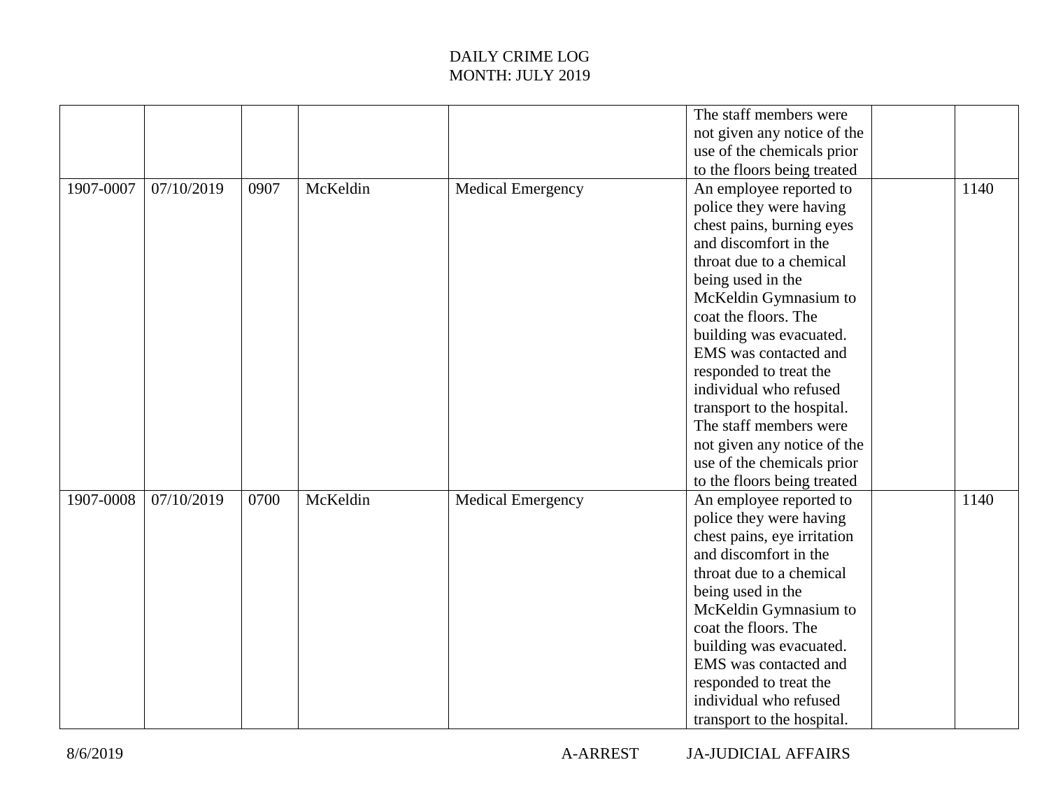DAILY CRIME LOG
MONTH: JULY 2019

| | | | | | | | |
|---|---|---|---|---|---|---|---|
| | | | | | The staff members were not given any notice of the use of the chemicals prior to the floors being treated | | |
| 1907-0007 | 07/10/2019 | 0907 | McKeldin | Medical Emergency | An employee reported to police they were having chest pains, burning eyes and discomfort in the throat due to a chemical being used in the McKeldin Gymnasium to coat the floors. The building was evacuated. EMS was contacted and responded to treat the individual who refused transport to the hospital. The staff members were not given any notice of the use of the chemicals prior to the floors being treated | | 1140 |
| 1907-0008 | 07/10/2019 | 0700 | McKeldin | Medical Emergency | An employee reported to police they were having chest pains, eye irritation and discomfort in the throat due to a chemical being used in the McKeldin Gymnasium to coat the floors. The building was evacuated. EMS was contacted and responded to treat the individual who refused transport to the hospital. | | 1140 |

8/6/2019 A-ARREST JA-JUDICIAL AFFAIRS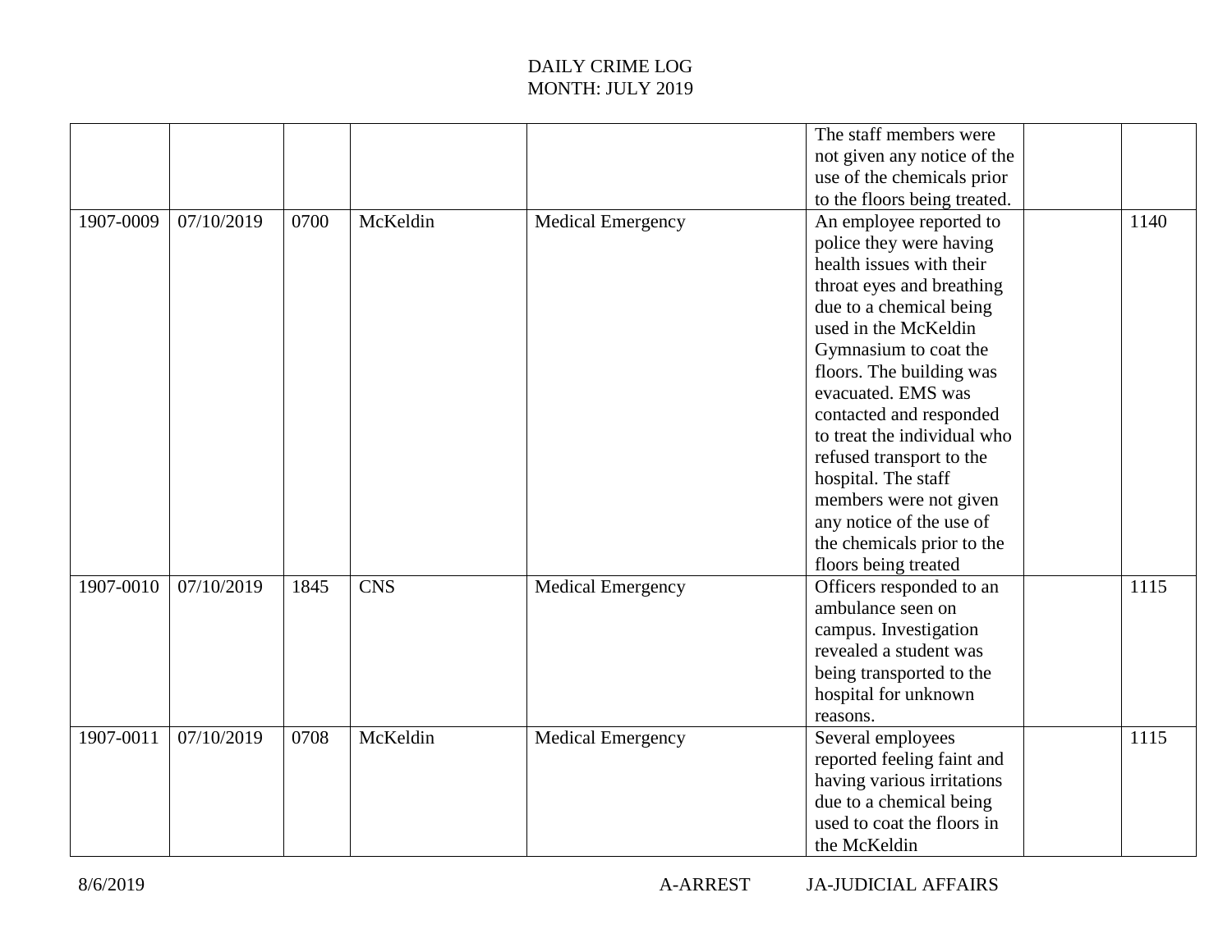DAILY CRIME LOG
MONTH: JULY 2019

| | | | | | | | |
|---|---|---|---|---|---|---|---|
| | | | | | The staff members were not given any notice of the use of the chemicals prior to the floors being treated. | | |
| 1907-0009 | 07/10/2019 | 0700 | McKeldin | Medical Emergency | An employee reported to police they were having health issues with their throat eyes and breathing due to a chemical being used in the McKeldin Gymnasium to coat the floors. The building was evacuated. EMS was contacted and responded to treat the individual who refused transport to the hospital. The staff members were not given any notice of the use of the chemicals prior to the floors being treated | | 1140 |
| 1907-0010 | 07/10/2019 | 1845 | CNS | Medical Emergency | Officers responded to an ambulance seen on campus. Investigation revealed a student was being transported to the hospital for unknown reasons. | | 1115 |
| 1907-0011 | 07/10/2019 | 0708 | McKeldin | Medical Emergency | Several employees reported feeling faint and having various irritations due to a chemical being used to coat the floors in the McKeldin | | 1115 |

8/6/2019 A-ARREST JA-JUDICIAL AFFAIRS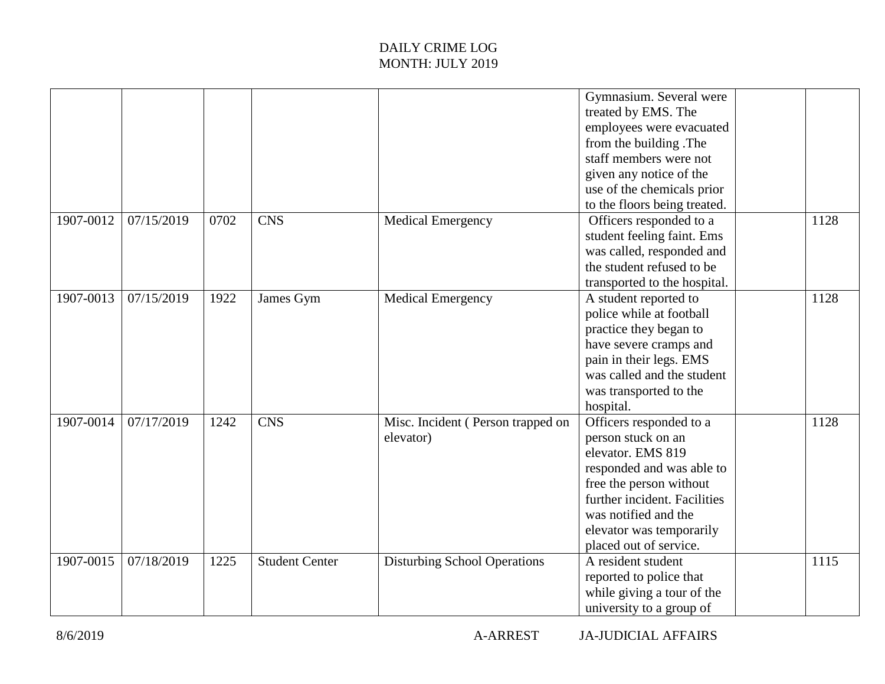DAILY CRIME LOG
MONTH: JULY 2019

| | | | | | | | |
|---|---|---|---|---|---|---|---|
| | | | | | Gymnasium. Several were treated by EMS. The employees were evacuated from the building .The staff members were not given any notice of the use of the chemicals prior to the floors being treated. | | |
| 1907-0012 | 07/15/2019 | 0702 | CNS | Medical Emergency | Officers responded to a student feeling faint. Ems was called, responded and the student refused to be transported to the hospital. | | 1128 |
| 1907-0013 | 07/15/2019 | 1922 | James Gym | Medical Emergency | A student reported to police while at football practice they began to have severe cramps and pain in their legs. EMS was called and the student was transported to the hospital. | | 1128 |
| 1907-0014 | 07/17/2019 | 1242 | CNS | Misc. Incident ( Person trapped on elevator) | Officers responded to a person stuck on an elevator. EMS 819 responded and was able to free the person without further incident. Facilities was notified and the elevator was temporarily placed out of service. | | 1128 |
| 1907-0015 | 07/18/2019 | 1225 | Student Center | Disturbing School Operations | A resident student reported to police that while giving a tour of the university to a group of | | 1115 |

8/6/2019 A-ARREST JA-JUDICIAL AFFAIRS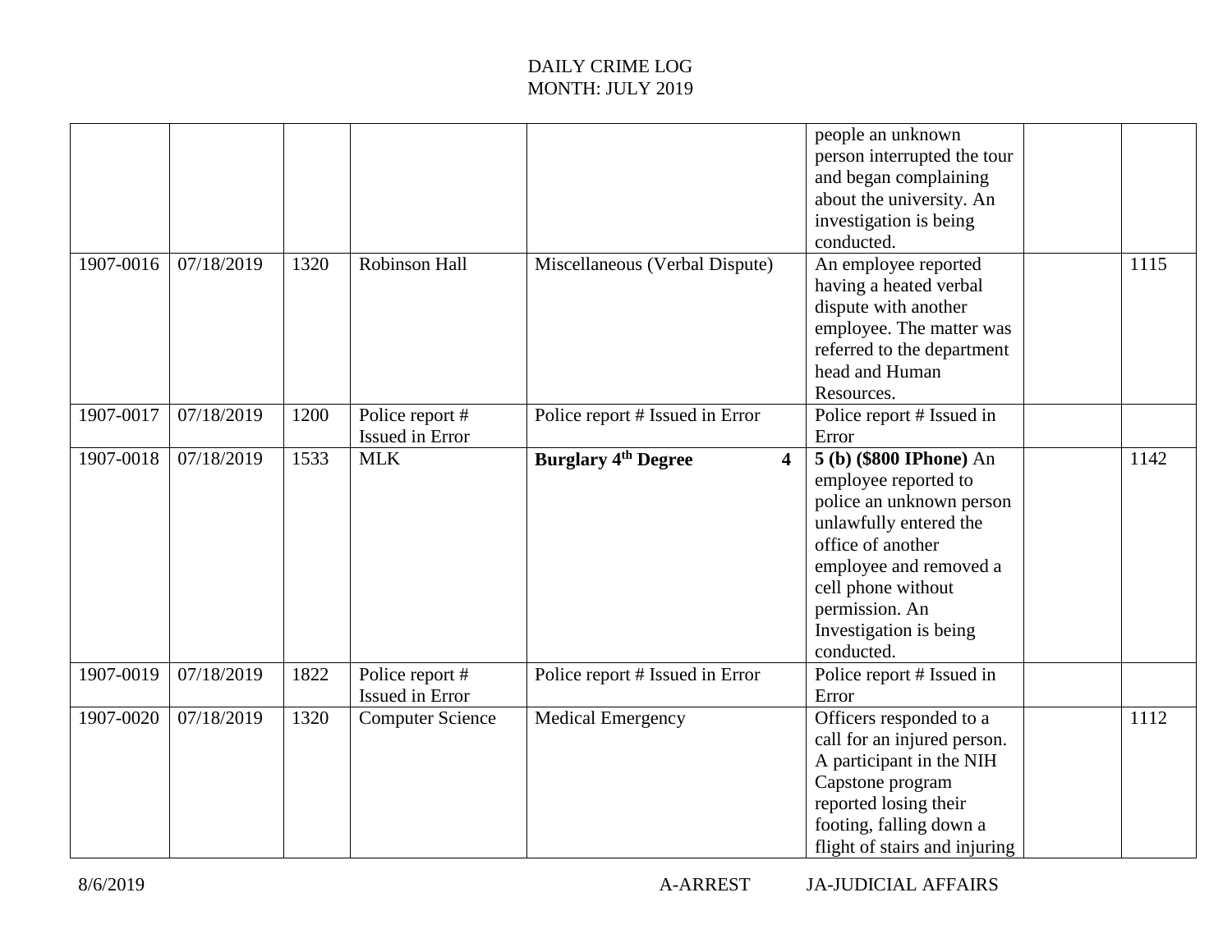DAILY CRIME LOG
MONTH: JULY 2019

| | | | | | | | |
|---|---|---|---|---|---|---|---|
| | | | | | people an unknown person interrupted the tour and began complaining about the university. An investigation is being conducted. | | |
| 1907-0016 | 07/18/2019 | 1320 | Robinson Hall | Miscellaneous (Verbal Dispute) | An employee reported having a heated verbal dispute with another employee. The matter was referred to the department head and Human Resources. | | 1115 |
| 1907-0017 | 07/18/2019 | 1200 | Police report # Issued in Error | Police report # Issued in Error | Police report # Issued in Error | | |
| 1907-0018 | 07/18/2019 | 1533 | MLK | **Burglary 4$^{th}$ Degree 4** | **5 (b) ($800 IPhone)** An employee reported to police an unknown person unlawfully entered the office of another employee and removed a cell phone without permission. An Investigation is being conducted. | | 1142 |
| 1907-0019 | 07/18/2019 | 1822 | Police report # Issued in Error | Police report # Issued in Error | Police report # Issued in Error | | |
| 1907-0020 | 07/18/2019 | 1320 | Computer Science | Medical Emergency | Officers responded to a call for an injured person. A participant in the NIH Capstone program reported losing their footing, falling down a flight of stairs and injuring | | 1112 |

8/6/2019 A-ARREST JA-JUDICIAL AFFAIRS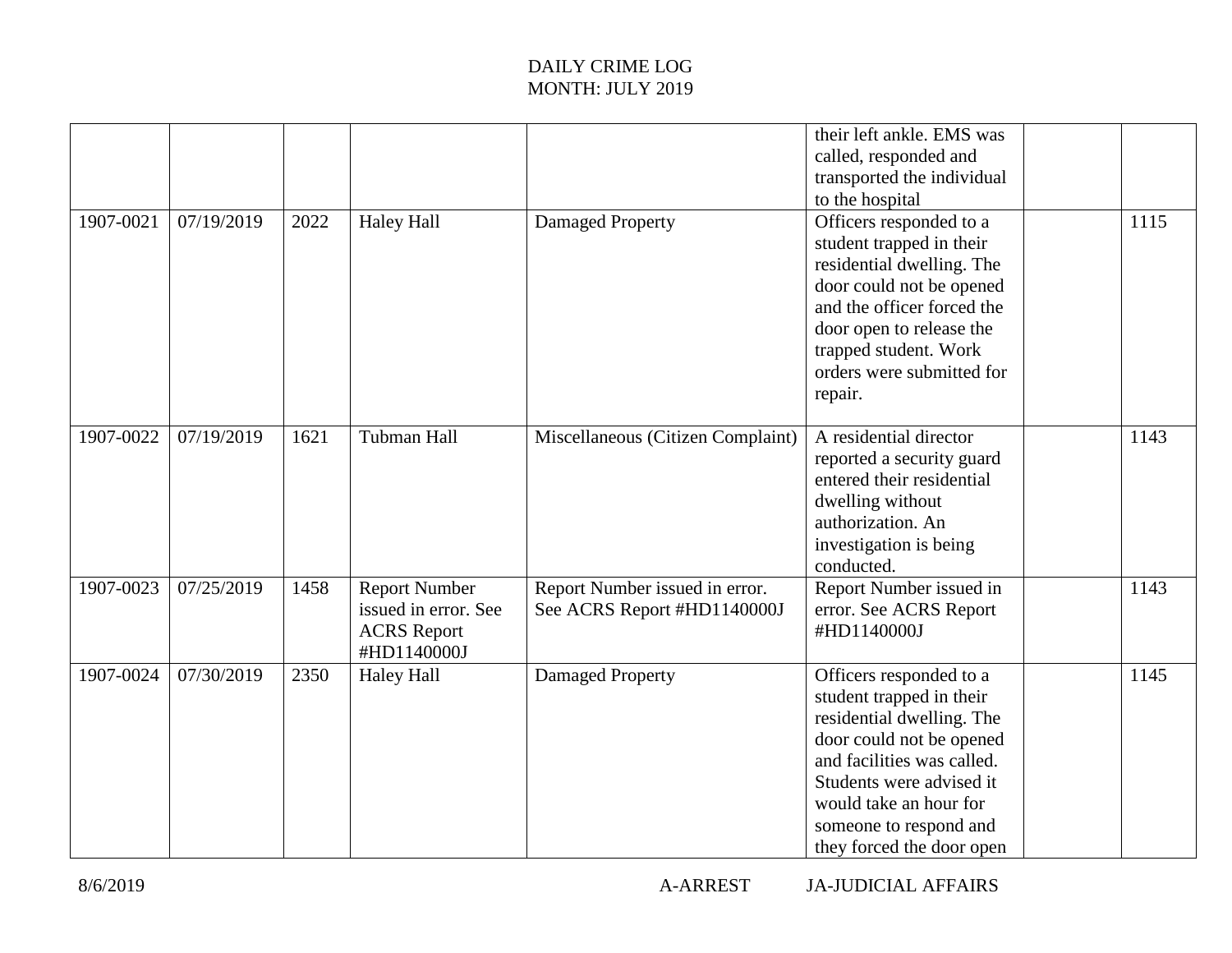DAILY CRIME LOG
MONTH: JULY 2019

| | | | | | | | |
|---|---|---|---|---|---|---|---|
| | | | | | their left ankle. EMS was called, responded and transported the individual to the hospital | | |
| 1907-0021 | 07/19/2019 | 2022 | Haley Hall | Damaged Property | Officers responded to a student trapped in their residential dwelling. The door could not be opened and the officer forced the door open to release the trapped student. Work orders were submitted for repair. | | 1115 |
| 1907-0022 | 07/19/2019 | 1621 | Tubman Hall | Miscellaneous (Citizen Complaint) | A residential director reported a security guard entered their residential dwelling without authorization. An investigation is being conducted. | | 1143 |
| 1907-0023 | 07/25/2019 | 1458 | Report Number issued in error. See ACRS Report #HD1140000J | Report Number issued in error. See ACRS Report #HD1140000J | Report Number issued in error. See ACRS Report #HD1140000J | | 1143 |
| 1907-0024 | 07/30/2019 | 2350 | Haley Hall | Damaged Property | Officers responded to a student trapped in their residential dwelling. The door could not be opened and facilities was called. Students were advised it would take an hour for someone to respond and they forced the door open | | 1145 |

8/6/2019 A-ARREST JA-JUDICIAL AFFAIRS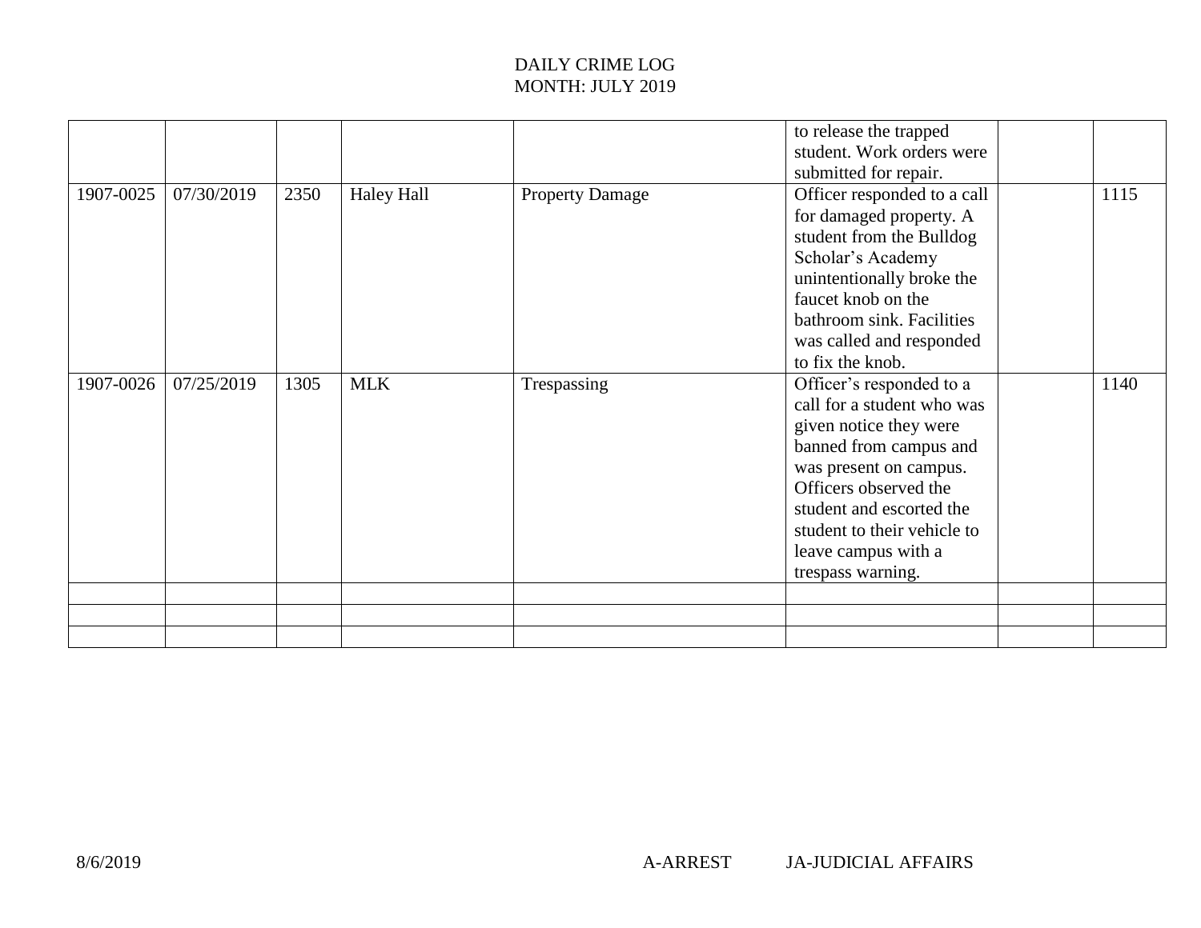DAILY CRIME LOG
MONTH: JULY 2019

| | | | | | | | |
|---|---|---|---|---|---|---|---|
| | | | | | to release the trapped student. Work orders were submitted for repair. | | |
| 1907-0025 | 07/30/2019 | 2350 | Haley Hall | Property Damage | Officer responded to a call for damaged property. A student from the Bulldog Scholar's Academy unintentionally broke the faucet knob on the bathroom sink. Facilities was called and responded to fix the knob. | | 1115 |
| 1907-0026 | 07/25/2019 | 1305 | MLK | Trespassing | Officer's responded to a call for a student who was given notice they were banned from campus and was present on campus. Officers observed the student and escorted the student to their vehicle to leave campus with a trespass warning. | | 1140 |
| | | | | | | | |
| | | | | | | | |
| | | | | | | | |

8/6/2019 A-ARREST JA-JUDICIAL AFFAIRS